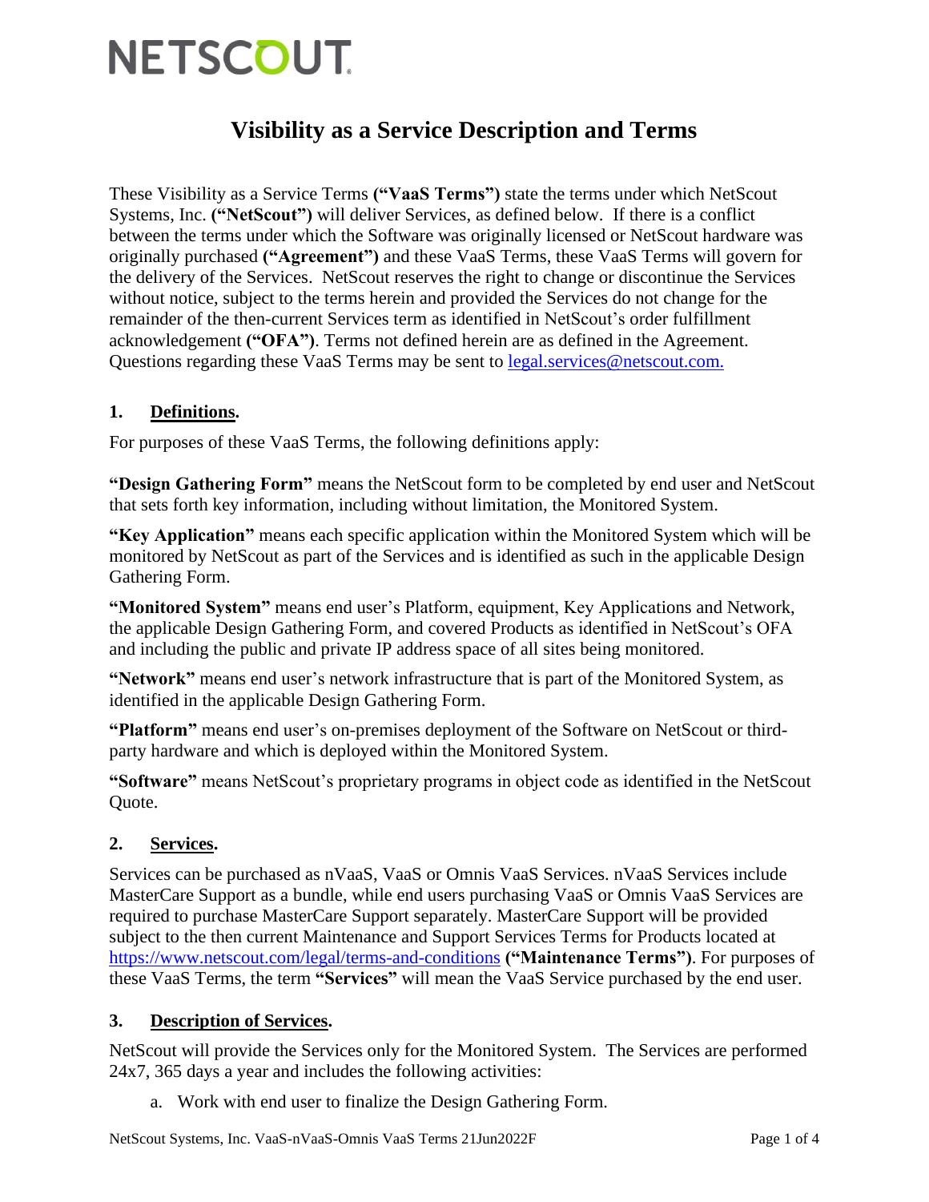NETSCOUT

# Visibility as a Service Description and Terms

These Visibility as a Service Terms **("VaaS Terms")** state the terms under which NetScout Systems, Inc. **("NetScout")** will deliver Services, as defined below. If there is a conflict between the terms under which the Software was originally licensed or NetScout hardware was originally purchased **("Agreement")** and these VaaS Terms, these VaaS Terms will govern for the delivery of the Services. NetScout reserves the right to change or discontinue the Services without notice, subject to the terms herein and provided the Services do not change for the remainder of the then-current Services term as identified in NetScout's order fulfillment acknowledgement **("OFA")**. Terms not defined herein are as defined in the Agreement. Questions regarding these VaaS Terms may be sent to [legal.services@netscout.com.](mailto:legal.services@netscout.com)

## 1. Definitions.

For purposes of these VaaS Terms, the following definitions apply:

**"Design Gathering Form"** means the NetScout form to be completed by end user and NetScout that sets forth key information, including without limitation, the Monitored System.

**"Key Application"** means each specific application within the Monitored System which will be monitored by NetScout as part of the Services and is identified as such in the applicable Design Gathering Form.

**"Monitored System"** means end user's Platform, equipment, Key Applications and Network, the applicable Design Gathering Form, and covered Products as identified in NetScout's OFA and including the public and private IP address space of all sites being monitored.

**"Network"** means end user's network infrastructure that is part of the Monitored System, as identified in the applicable Design Gathering Form.

**"Platform"** means end user's on-premises deployment of the Software on NetScout or third-party hardware and which is deployed within the Monitored System.

**"Software"** means NetScout's proprietary programs in object code as identified in the NetScout Quote.

## 2. Services.

Services can be purchased as nVaaS, VaaS or Omnis VaaS Services. nVaaS Services include MasterCare Support as a bundle, while end users purchasing VaaS or Omnis VaaS Services are required to purchase MasterCare Support separately. MasterCare Support will be provided subject to the then current Maintenance and Support Services Terms for Products located at [https://www.netscout.com/legal/terms-and-conditions](https://www.netscout.com/legal/terms-and-conditions) **("Maintenance Terms")**. For purposes of these VaaS Terms, the term **"Services"** will mean the VaaS Service purchased by the end user.

## 3. Description of Services.

NetScout will provide the Services only for the Monitored System. The Services are performed 24x7, 365 days a year and includes the following activities:

a. Work with end user to finalize the Design Gathering Form.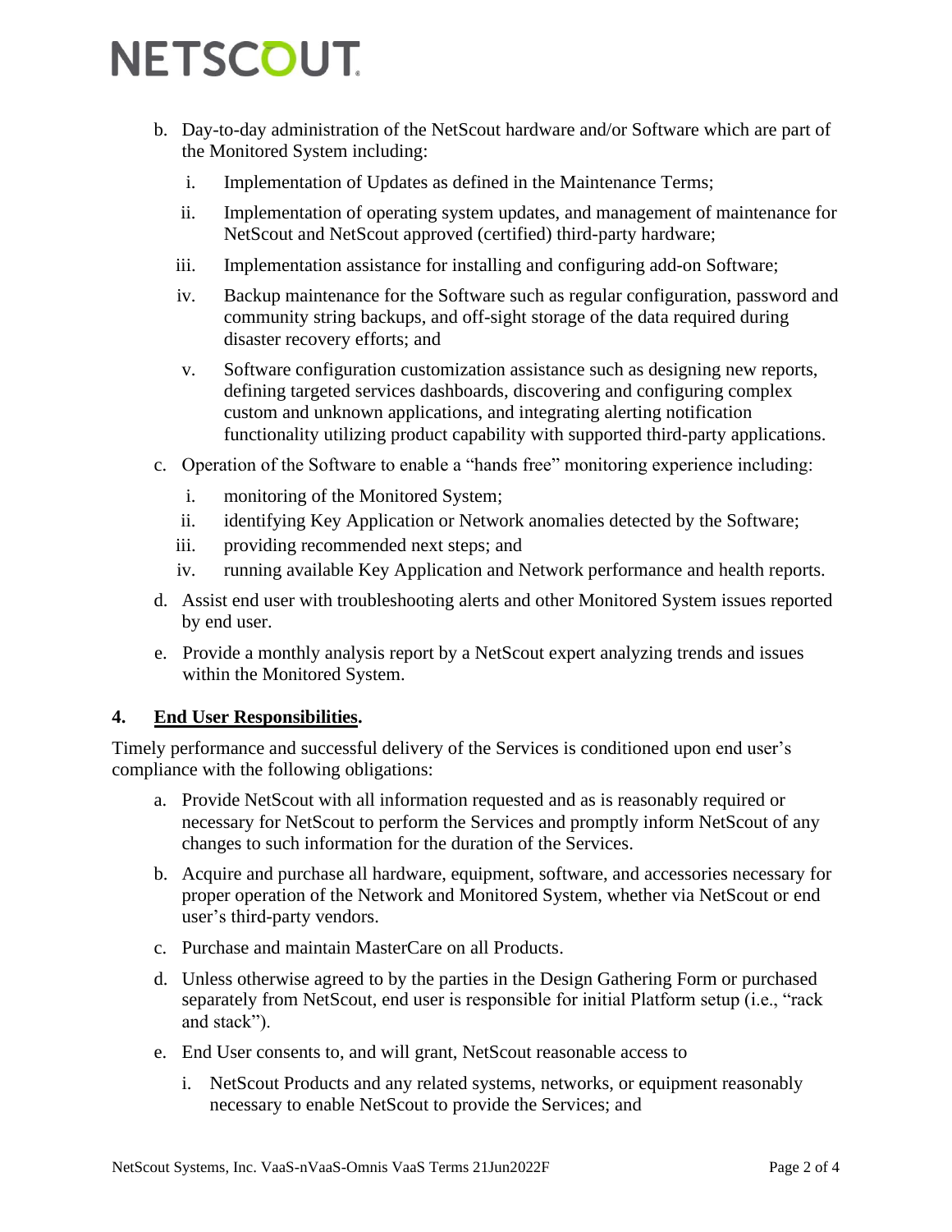b. Day-to-day administration of the NetScout hardware and/or Software which are part of the Monitored System including:

   i. Implementation of Updates as defined in the Maintenance Terms;

   ii. Implementation of operating system updates, and management of maintenance for NetScout and NetScout approved (certified) third-party hardware;

   iii. Implementation assistance for installing and configuring add-on Software;

   iv. Backup maintenance for the Software such as regular configuration, password and community string backups, and off-sight storage of the data required during disaster recovery efforts; and

   v. Software configuration customization assistance such as designing new reports, defining targeted services dashboards, discovering and configuring complex custom and unknown applications, and integrating alerting notification functionality utilizing product capability with supported third-party applications.

c. Operation of the Software to enable a "hands free" monitoring experience including:

   i. monitoring of the Monitored System;

   ii. identifying Key Application or Network anomalies detected by the Software;

   iii. providing recommended next steps; and

   iv. running available Key Application and Network performance and health reports.

d. Assist end user with troubleshooting alerts and other Monitored System issues reported by end user.

e. Provide a monthly analysis report by a NetScout expert analyzing trends and issues within the Monitored System.

**4. End User Responsibilities.**

Timely performance and successful delivery of the Services is conditioned upon end user's compliance with the following obligations:

a. Provide NetScout with all information requested and as is reasonably required or necessary for NetScout to perform the Services and promptly inform NetScout of any changes to such information for the duration of the Services.

b. Acquire and purchase all hardware, equipment, software, and accessories necessary for proper operation of the Network and Monitored System, whether via NetScout or end user's third-party vendors.

c. Purchase and maintain MasterCare on all Products.

d. Unless otherwise agreed to by the parties in the Design Gathering Form or purchased separately from NetScout, end user is responsible for initial Platform setup (i.e., "rack and stack").

e. End User consents to, and will grant, NetScout reasonable access to

   i. NetScout Products and any related systems, networks, or equipment reasonably necessary to enable NetScout to provide the Services; and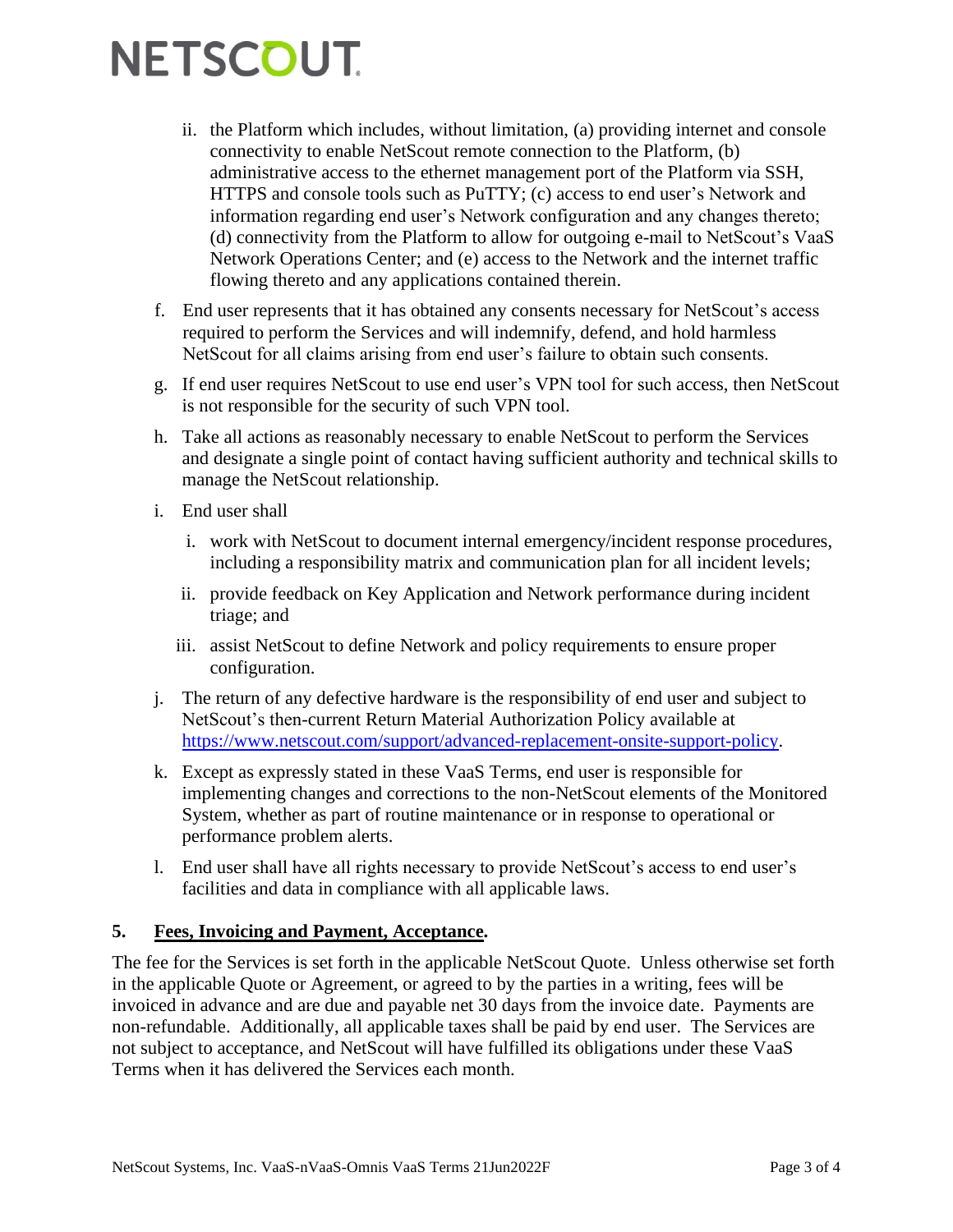ii. the Platform which includes, without limitation, (a) providing internet and console connectivity to enable NetScout remote connection to the Platform, (b) administrative access to the ethernet management port of the Platform via SSH, HTTPS and console tools such as PuTTY; (c) access to end user's Network and information regarding end user's Network configuration and any changes thereto; (d) connectivity from the Platform to allow for outgoing e-mail to NetScout's VaaS Network Operations Center; and (e) access to the Network and the internet traffic flowing thereto and any applications contained therein.

f. End user represents that it has obtained any consents necessary for NetScout's access required to perform the Services and will indemnify, defend, and hold harmless NetScout for all claims arising from end user's failure to obtain such consents.

g. If end user requires NetScout to use end user's VPN tool for such access, then NetScout is not responsible for the security of such VPN tool.

h. Take all actions as reasonably necessary to enable NetScout to perform the Services and designate a single point of contact having sufficient authority and technical skills to manage the NetScout relationship.

i. End user shall

   i. work with NetScout to document internal emergency/incident response procedures, including a responsibility matrix and communication plan for all incident levels;

   ii. provide feedback on Key Application and Network performance during incident triage; and

   iii. assist NetScout to define Network and policy requirements to ensure proper configuration.

j. The return of any defective hardware is the responsibility of end user and subject to NetScout's then-current Return Material Authorization Policy available at https://www.netscout.com/support/advanced-replacement-onsite-support-policy.

k. Except as expressly stated in these VaaS Terms, end user is responsible for implementing changes and corrections to the non-NetScout elements of the Monitored System, whether as part of routine maintenance or in response to operational or performance problem alerts.

l. End user shall have all rights necessary to provide NetScout's access to end user's facilities and data in compliance with all applicable laws.

**5. <u>Fees, Invoicing and Payment, Acceptance</u>.**

The fee for the Services is set forth in the applicable NetScout Quote. Unless otherwise set forth in the applicable Quote or Agreement, or agreed to by the parties in a writing, fees will be invoiced in advance and are due and payable net 30 days from the invoice date. Payments are non-refundable. Additionally, all applicable taxes shall be paid by end user. The Services are not subject to acceptance, and NetScout will have fulfilled its obligations under these VaaS Terms when it has delivered the Services each month.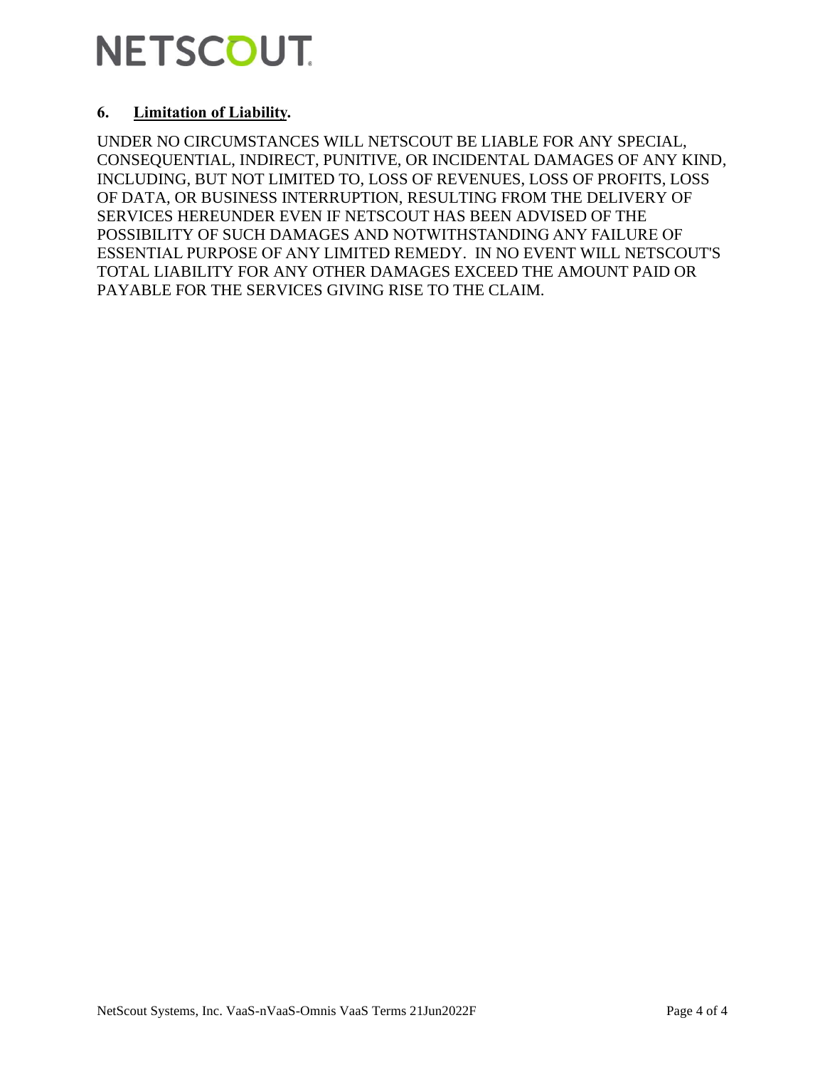## 6. **Limitation of Liability.**

UNDER NO CIRCUMSTANCES WILL NETSCOUT BE LIABLE FOR ANY SPECIAL, CONSEQUENTIAL, INDIRECT, PUNITIVE, OR INCIDENTAL DAMAGES OF ANY KIND, INCLUDING, BUT NOT LIMITED TO, LOSS OF REVENUES, LOSS OF PROFITS, LOSS OF DATA, OR BUSINESS INTERRUPTION, RESULTING FROM THE DELIVERY OF SERVICES HEREUNDER EVEN IF NETSCOUT HAS BEEN ADVISED OF THE POSSIBILITY OF SUCH DAMAGES AND NOTWITHSTANDING ANY FAILURE OF ESSENTIAL PURPOSE OF ANY LIMITED REMEDY. IN NO EVENT WILL NETSCOUT'S TOTAL LIABILITY FOR ANY OTHER DAMAGES EXCEED THE AMOUNT PAID OR PAYABLE FOR THE SERVICES GIVING RISE TO THE CLAIM.